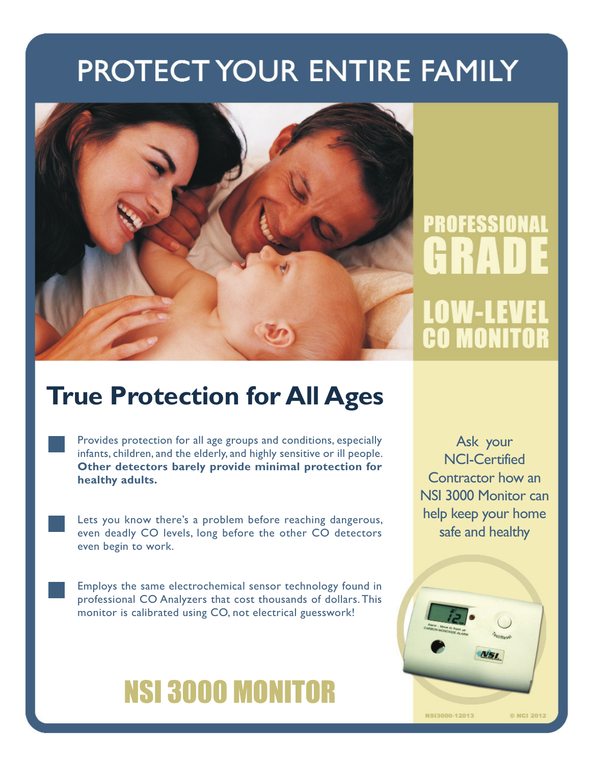# PROTECT YOUR ENTIRE FAMILY

PROFESSIONAL GRADE

LOW-LEVEL CO MONITOR

## True Protection for All Ages

- Provides protection for all age groups and conditions, especially infants, children, and the elderly, and highly sensitive or ill people. **Other detectors barely provide minimal protection for healthy adults.**

- Lets you know there's a problem before reaching dangerous, even deadly CO levels, long before the other CO detectors even begin to work.

- Employs the same electrochemical sensor technology found in professional CO Analyzers that cost thousands of dollars. This monitor is calibrated using CO, not electrical guesswork!

Ask your NCI-Certified Contractor how an NSI 3000 Monitor can help keep your home safe and healthy

# NSI 3000 MONITOR

NSI3000-12013 © NCI 2012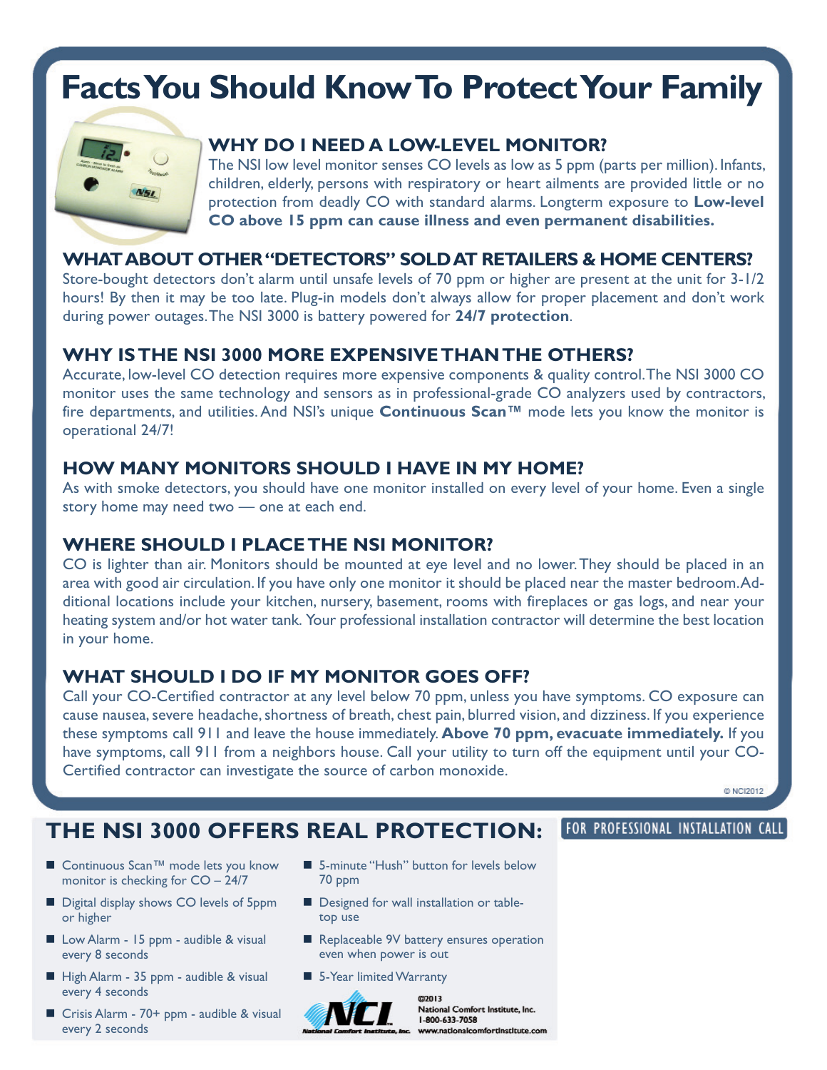# Facts You Should Know To Protect Your Family

## WHY DO I NEED A LOW-LEVEL MONITOR?

The NSI low level monitor senses CO levels as low as 5 ppm (parts per million). Infants, children, elderly, persons with respiratory or heart ailments are provided little or no protection from deadly CO with standard alarms. Longterm exposure to **Low-level CO above 15 ppm can cause illness and even permanent disabilities.**

## WHAT ABOUT OTHER "DETECTORS" SOLD AT RETAILERS & HOME CENTERS?

Store-bought detectors don't alarm until unsafe levels of 70 ppm or higher are present at the unit for 3-1/2 hours! By then it may be too late. Plug-in models don't always allow for proper placement and don't work during power outages. The NSI 3000 is battery powered for **24/7 protection**.

## WHY IS THE NSI 3000 MORE EXPENSIVE THAN THE OTHERS?

Accurate, low-level CO detection requires more expensive components & quality control. The NSI 3000 CO monitor uses the same technology and sensors as in professional-grade CO analyzers used by contractors, fire departments, and utilities. And NSI's unique **Continuous Scan™** mode lets you know the monitor is operational 24/7!

## HOW MANY MONITORS SHOULD I HAVE IN MY HOME?

As with smoke detectors, you should have one monitor installed on every level of your home. Even a single story home may need two — one at each end.

## WHERE SHOULD I PLACE THE NSI MONITOR?

CO is lighter than air. Monitors should be mounted at eye level and no lower. They should be placed in an area with good air circulation. If you have only one monitor it should be placed near the master bedroom. Additional locations include your kitchen, nursery, basement, rooms with fireplaces or gas logs, and near your heating system and/or hot water tank. Your professional installation contractor will determine the best location in your home.

## WHAT SHOULD I DO IF MY MONITOR GOES OFF?

Call your CO-Certified contractor at any level below 70 ppm, unless you have symptoms. CO exposure can cause nausea, severe headache, shortness of breath, chest pain, blurred vision, and dizziness. If you experience these symptoms call 911 and leave the house immediately. **Above 70 ppm, evacuate immediately.** If you have symptoms, call 911 from a neighbors house. Call your utility to turn off the equipment until your CO-Certified contractor can investigate the source of carbon monoxide.

© NCI2012

## THE NSI 3000 OFFERS REAL PROTECTION:

- Continuous Scan™ mode lets you know monitor is checking for CO – 24/7
- Digital display shows CO levels of 5ppm or higher
- Low Alarm - 15 ppm - audible & visual every 8 seconds
- High Alarm - 35 ppm - audible & visual every 4 seconds
- Crisis Alarm - 70+ ppm - audible & visual every 2 seconds
- 5-minute "Hush" button for levels below 70 ppm
- Designed for wall installation or table-top use
- Replaceable 9V battery ensures operation even when power is out
- 5-Year limited Warranty

FOR PROFESSIONAL INSTALLATION CALL

NCI National Comfort Institute, Inc.

©2013
National Comfort Institute, Inc.
1-800-633-7058
www.nationalcomfortinstitute.com